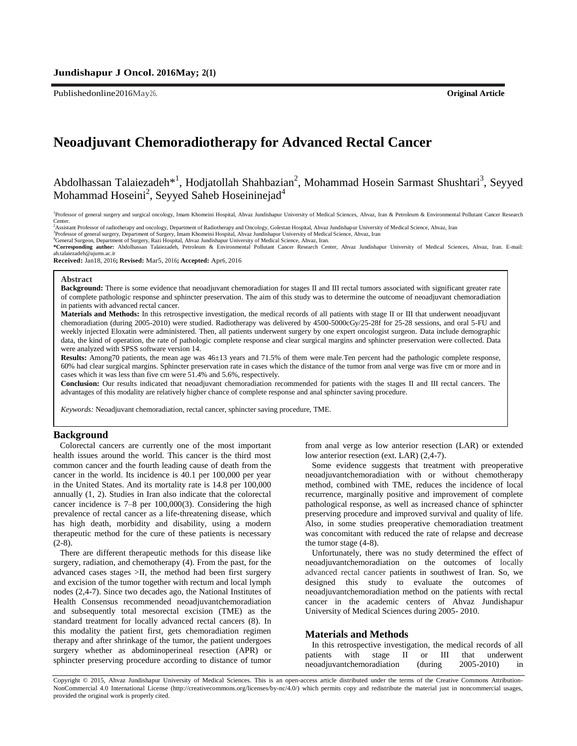**Original Article**

# Neoadjuvant Chemoradiotherapy for Advanced Rectal Cancer

Abdolhassan Talaiezadeh*[1], Hodjatollah Shahbazian[2], Mohammad Hosein Sarmast Shushtari[3], Seyyed Mohammad Hoseini[2], Seyyed Saheb Hoseininejad[4]

[1]Professor of general surgery and surgical oncology, Imam Khomeini Hospital, Ahvaz Jundishapur University of Medical Sciences, Ahvaz, Iran & Petroleum & Environmental Pollutant Cancer Research Center.
[2]Assistant Professor of radiotherapy and oncology, Department of Radiotherapy and Oncology, Golestan Hospital, Ahvaz Jundishapur University of Medical Science, Ahvaz, Iran
[3]Professor of general surgery, Department of Surgery, Imam Khomeini Hospital, Ahvaz Jundishapur University of Medical Science, Ahvaz, Iran
[4]General Surgeon, Department of Surgery, Razi Hospital, Ahvaz Jundishapur University of Medical Science, Ahvaz, Iran.
**\*Corresponding author:** Abdolhassan Talaiezadeh, Petroleum & Environmental Pollutant Cancer Research Center, Ahvaz Jundishapur University of Medical Sciences, Ahvaz, Iran. E-mail: ah.talaiezadeh@ajums.ac.ir

**Received:** Jan18, 2016**; Revised:** Mar5, 2016**; Accepted:** Apr6, 2016

## Abstract

**Background:** There is some evidence that neoadjuvant chemoradiation for stages II and III rectal tumors associated with significant greater rate of complete pathologic response and sphincter preservation. The aim of this study was to determine the outcome of neoadjuvant chemoradiation in patients with advanced rectal cancer.

**Materials and Methods:** In this retrospective investigation, the medical records of all patients with stage II or III that underwent neoadjuvant chemoradiation (during 2005-2010) were studied. Radiotherapy was delivered by 4500-5000cGy/25-28f for 25-28 sessions, and oral 5-FU and weekly injected Eloxatin were administered. Then, all patients underwent surgery by one expert oncologist surgeon. Data include demographic data, the kind of operation, the rate of pathologic complete response and clear surgical margins and sphincter preservation were collected. Data were analyzed with SPSS software version 14.

**Results:** Among70 patients, the mean age was 46±13 years and 71.5% of them were male.Ten percent had the pathologic complete response, 60% had clear surgical margins. Sphincter preservation rate in cases which the distance of the tumor from anal verge was five cm or more and in cases which it was less than five cm were 51.4% and 5.6%, respectively.

**Conclusion:** Our results indicated that neoadjuvant chemoradiation recommended for patients with the stages II and III rectal cancers. The advantages of this modality are relatively higher chance of complete response and anal sphincter saving procedure.

*Keywords:* Neoadjuvant chemoradiation, rectal cancer, sphincter saving procedure, TME.

## Background

Colorectal cancers are currently one of the most important health issues around the world. This cancer is the third most common cancer and the fourth leading cause of death from the cancer in the world. Its incidence is 40.1 per 100,000 per year in the United States. And its mortality rate is 14.8 per 100,000 annually (1, 2). Studies in Iran also indicate that the colorectal cancer incidence is 7–8 per 100,000(3). Considering the high prevalence of rectal cancer as a life-threatening disease, which has high death, morbidity and disability, using a modern therapeutic method for the cure of these patients is necessary (2-8).

There are different therapeutic methods for this disease like surgery, radiation, and chemotherapy (4). From the past, for the advanced cases stages >II, the method had been first surgery and excision of the tumor together with rectum and local lymph nodes (2,4-7). Since two decades ago, the National Institutes of Health Consensus recommended neoadjuvantchemoradiation and subsequently total mesorectal excision (TME) as the standard treatment for locally advanced rectal cancers (8). In this modality the patient first, gets chemoradiation regimen therapy and after shrinkage of the tumor, the patient undergoes surgery whether as abdominoperineal resection (APR) or sphincter preserving procedure according to distance of tumor from anal verge as low anterior resection (LAR) or extended low anterior resection (ext. LAR) (2,4-7).

Some evidence suggests that treatment with preoperative neoadjuvantchemoradiation with or without chemotherapy method, combined with TME, reduces the incidence of local recurrence, marginally positive and improvement of complete pathological response, as well as increased chance of sphincter preserving procedure and improved survival and quality of life. Also, in some studies preoperative chemoradiation treatment was concomitant with reduced the rate of relapse and decrease the tumor stage (4-8).

Unfortunately, there was no study determined the effect of neoadjuvantchemoradiation on the outcomes of locally advanced rectal cancer patients in southwest of Iran. So, we designed this study to evaluate the outcomes of neoadjuvantchemoradiation method on the patients with rectal cancer in the academic centers of Ahvaz Jundishapur University of Medical Sciences during 2005- 2010.

## Materials and Methods

In this retrospective investigation, the medical records of all patients with stage II or III that underwent neoadjuvantchemoradiation (during 2005-2010) in

Copyright © 2015, Ahvaz Jundishapur University of Medical Sciences. This is an open-access article distributed under the terms of the Creative Commons Attribution-NonCommercial 4.0 International License (http://creativecommons.org/licenses/by-nc/4.0/) which permits copy and redistribute the material just in noncommercial usages, provided the original work is properly cited.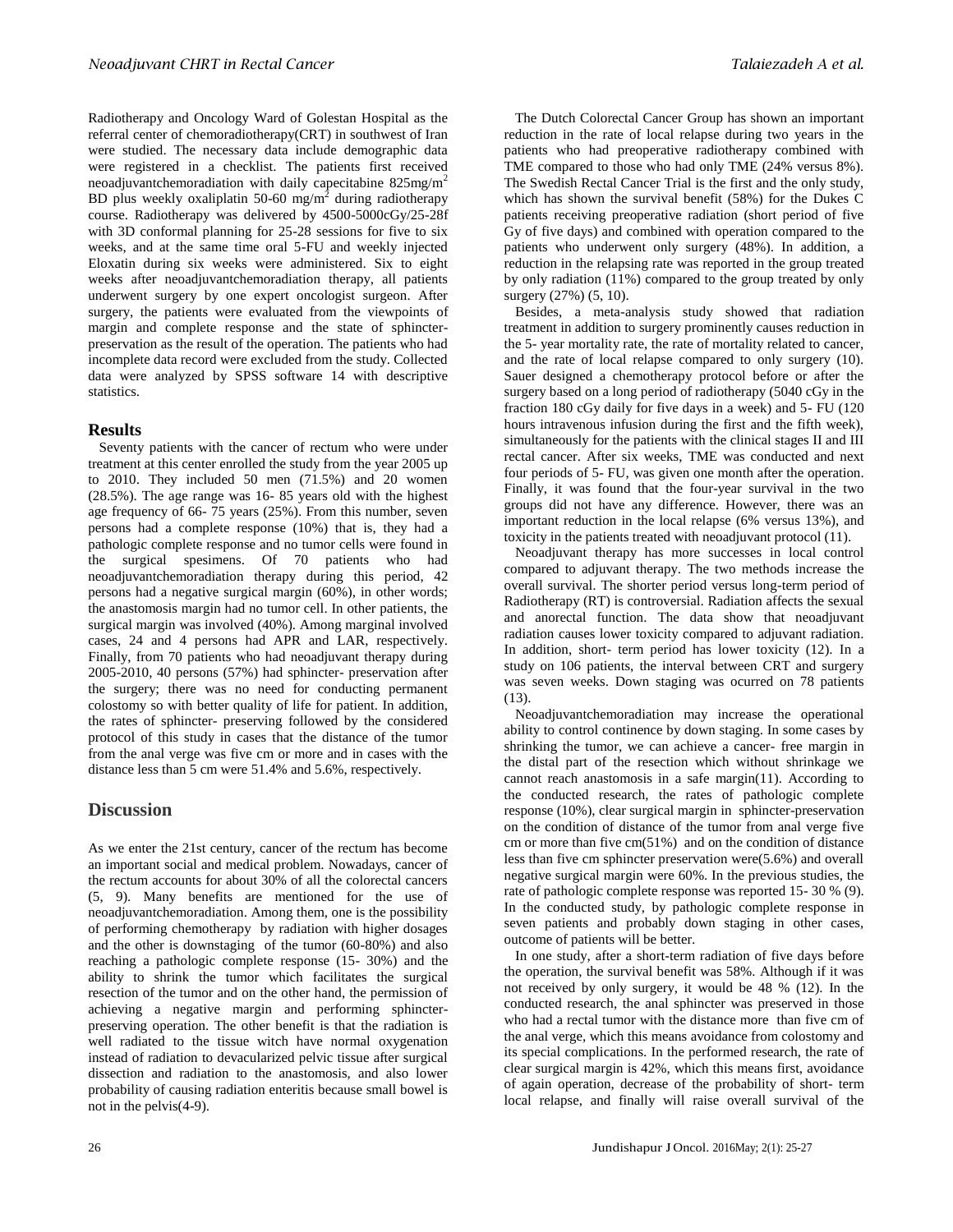Radiotherapy and Oncology Ward of Golestan Hospital as the referral center of chemoradiotherapy(CRT) in southwest of Iran were studied. The necessary data include demographic data were registered in a checklist. The patients first received neoadjuvantchemoradiation with daily capecitabine 825mg/m$^2$ BD plus weekly oxaliplatin 50-60 mg/m$^2$ during radiotherapy course. Radiotherapy was delivered by 4500-5000cGy/25-28f with 3D conformal planning for 25-28 sessions for five to six weeks, and at the same time oral 5-FU and weekly injected Eloxatin during six weeks were administered. Six to eight weeks after neoadjuvantchemoradiation therapy, all patients underwent surgery by one expert oncologist surgeon. After surgery, the patients were evaluated from the viewpoints of margin and complete response and the state of sphincter-preservation as the result of the operation. The patients who had incomplete data record were excluded from the study. Collected data were analyzed by SPSS software 14 with descriptive statistics.

## Results

Seventy patients with the cancer of rectum who were under treatment at this center enrolled the study from the year 2005 up to 2010. They included 50 men (71.5%) and 20 women (28.5%). The age range was 16- 85 years old with the highest age frequency of 66- 75 years (25%). From this number, seven persons had a complete response (10%) that is, they had a pathologic complete response and no tumor cells were found in the surgical spesimens. Of 70 patients who had neoadjuvantchemoradiation therapy during this period, 42 persons had a negative surgical margin (60%), in other words; the anastomosis margin had no tumor cell. In other patients, the surgical margin was involved (40%). Among marginal involved cases, 24 and 4 persons had APR and LAR, respectively. Finally, from 70 patients who had neoadjuvant therapy during 2005-2010, 40 persons (57%) had sphincter- preservation after the surgery; there was no need for conducting permanent colostomy so with better quality of life for patient. In addition, the rates of sphincter- preserving followed by the considered protocol of this study in cases that the distance of the tumor from the anal verge was five cm or more and in cases with the distance less than 5 cm were 51.4% and 5.6%, respectively.

## Discussion

As we enter the 21st century, cancer of the rectum has become an important social and medical problem. Nowadays, cancer of the rectum accounts for about 30% of all the colorectal cancers (5, 9). Many benefits are mentioned for the use of neoadjuvantchemoradiation. Among them, one is the possibility of performing chemotherapy by radiation with higher dosages and the other is downstaging of the tumor (60-80%) and also reaching a pathologic complete response (15- 30%) and the ability to shrink the tumor which facilitates the surgical resection of the tumor and on the other hand, the permission of achieving a negative margin and performing sphincter-preserving operation. The other benefit is that the radiation is well radiated to the tissue witch have normal oxygenation instead of radiation to devacularized pelvic tissue after surgical dissection and radiation to the anastomosis, and also lower probability of causing radiation enteritis because small bowel is not in the pelvis(4-9).

The Dutch Colorectal Cancer Group has shown an important reduction in the rate of local relapse during two years in the patients who had preoperative radiotherapy combined with TME compared to those who had only TME (24% versus 8%). The Swedish Rectal Cancer Trial is the first and the only study, which has shown the survival benefit (58%) for the Dukes C patients receiving preoperative radiation (short period of five Gy of five days) and combined with operation compared to the patients who underwent only surgery (48%). In addition, a reduction in the relapsing rate was reported in the group treated by only radiation (11%) compared to the group treated by only surgery (27%) (5, 10).

Besides, a meta-analysis study showed that radiation treatment in addition to surgery prominently causes reduction in the 5- year mortality rate, the rate of mortality related to cancer, and the rate of local relapse compared to only surgery (10). Sauer designed a chemotherapy protocol before or after the surgery based on a long period of radiotherapy (5040 cGy in the fraction 180 cGy daily for five days in a week) and 5- FU (120 hours intravenous infusion during the first and the fifth week), simultaneously for the patients with the clinical stages II and III rectal cancer. After six weeks, TME was conducted and next four periods of 5- FU, was given one month after the operation. Finally, it was found that the four-year survival in the two groups did not have any difference. However, there was an important reduction in the local relapse (6% versus 13%), and toxicity in the patients treated with neoadjuvant protocol (11).

Neoadjuvant therapy has more successes in local control compared to adjuvant therapy. The two methods increase the overall survival. The shorter period versus long-term period of Radiotherapy (RT) is controversial. Radiation affects the sexual and anorectal function. The data show that neoadjuvant radiation causes lower toxicity compared to adjuvant radiation. In addition, short- term period has lower toxicity (12). In a study on 106 patients, the interval between CRT and surgery was seven weeks. Down staging was ocurred on 78 patients (13).

Neoadjuvantchemoradiation may increase the operational ability to control continence by down staging. In some cases by shrinking the tumor, we can achieve a cancer- free margin in the distal part of the resection which without shrinkage we cannot reach anastomosis in a safe margin(11). According to the conducted research, the rates of pathologic complete response (10%), clear surgical margin in sphincter-preservation on the condition of distance of the tumor from anal verge five cm or more than five cm(51%) and on the condition of distance less than five cm sphincter preservation were(5.6%) and overall negative surgical margin were 60%. In the previous studies, the rate of pathologic complete response was reported 15- 30 % (9). In the conducted study, by pathologic complete response in seven patients and probably down staging in other cases, outcome of patients will be better.

In one study, after a short-term radiation of five days before the operation, the survival benefit was 58%. Although if it was not received by only surgery, it would be 48 % (12). In the conducted research, the anal sphincter was preserved in those who had a rectal tumor with the distance more than five cm of the anal verge, which this means avoidance from colostomy and its special complications. In the performed research, the rate of clear surgical margin is 42%, which this means first, avoidance of again operation, decrease of the probability of short- term local relapse, and finally will raise overall survival of the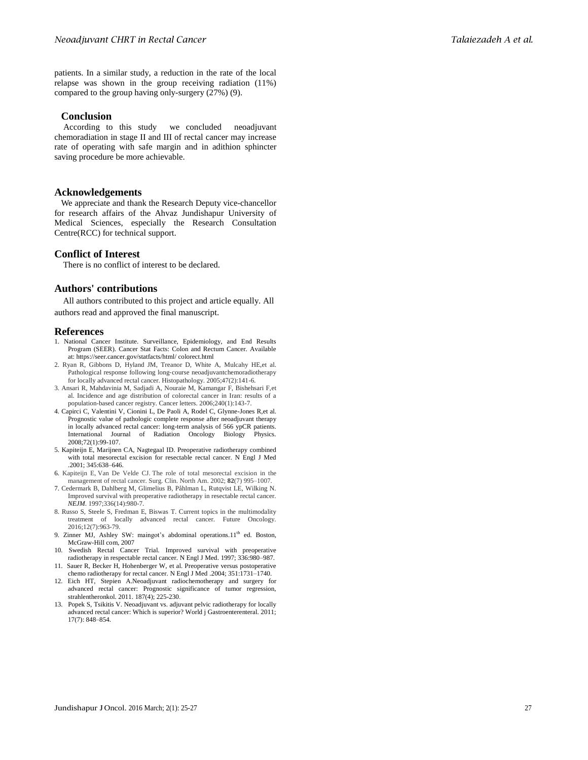patients. In a similar study, a reduction in the rate of the local relapse was shown in the group receiving radiation (11%) compared to the group having only-surgery (27%) (9).

## Conclusion

According to this study we concluded neoadjuvant chemoradiation in stage II and III of rectal cancer may increase rate of operating with safe margin and in adithion sphincter saving procedure be more achievable.

## Acknowledgements

We appreciate and thank the Research Deputy vice-chancellor for research affairs of the Ahvaz Jundishapur University of Medical Sciences, especially the Research Consultation Centre(RCC) for technical support.

## Conflict of Interest

There is no conflict of interest to be declared.

## Authors' contributions

All authors contributed to this project and article equally. All authors read and approved the final manuscript.

## References

1. National Cancer Institute. Surveillance, Epidemiology, and End Results Program (SEER). Cancer Stat Facts: Colon and Rectum Cancer. Available at: https://seer.cancer.gov/statfacts/html/ colorect.html
2. Ryan R, Gibbons D, Hyland JM, Treanor D, White A, Mulcahy HE,et al. Pathological response following long-course neoadjuvantchemoradiotherapy for locally advanced rectal cancer. Histopathology. 2005;47(2):141-6.
3. Ansari R, Mahdavinia M, Sadjadi A, Nouraie M, Kamangar F, Bishehsari F,et al. Incidence and age distribution of colorectal cancer in Iran: results of a population-based cancer registry. Cancer letters. 2006;240(1):143-7.
4. Capirci C, Valentini V, Cionini L, De Paoli A, Rodel C, Glynne-Jones R,et al. Prognostic value of pathologic complete response after neoadjuvant therapy in locally advanced rectal cancer: long-term analysis of 566 ypCR patients. International Journal of Radiation Oncology Biology Physics. 2008;72(1):99-107.
5. Kapiteijn E, Marijnen CA, Nagtegaal ID. Preoperative radiotherapy combined with total mesorectal excision for resectable rectal cancer. N Engl J Med .2001; 345:638–646.
6. Kapiteijn E, Van De Velde CJ. The role of total mesorectal excision in the management of rectal cancer. Surg. Clin. North Am. 2002; **82**(7) 995–1007.
7. Cedermark B, Dahlberg M, Glimelius B, Påhlman L, Rutqvist LE, Wilking N. Improved survival with preoperative radiotherapy in resectable rectal cancer. *NEJM*. 1997;336(14):980-7.
8. Russo S, Steele S, Fredman E, Biswas T. Current topics in the multimodality treatment of locally advanced rectal cancer. Future Oncology. 2016;12(7):963-79.
9. Zinner MJ, Ashley SW: maingot's abdominal operations.11th ed. Boston, McGraw-Hill com, 2007
10. Swedish Rectal Cancer Trial. Improved survival with preoperative radiotherapy in respectable rectal cancer. N Engl J Med. 1997; 336:980–987.
11. Sauer R, Becker H, Hohenberger W, et al. Preoperative versus postoperative chemo radiotherapy for rectal cancer. N Engl J Med .2004; 351:1731–1740.
12. Eich HT, Stepien A.Neoadjuvant radiochemotherapy and surgery for advanced rectal cancer: Prognostic significance of tumor regression, strahlentheronkol. 2011. 187(4); 225-230.
13. Popek S, Tsikitis V. Neoadjuvant vs. adjuvant pelvic radiotherapy for locally advanced rectal cancer: Which is superior? World j Gastroenterenteral. 2011; 17(7): 848–854.